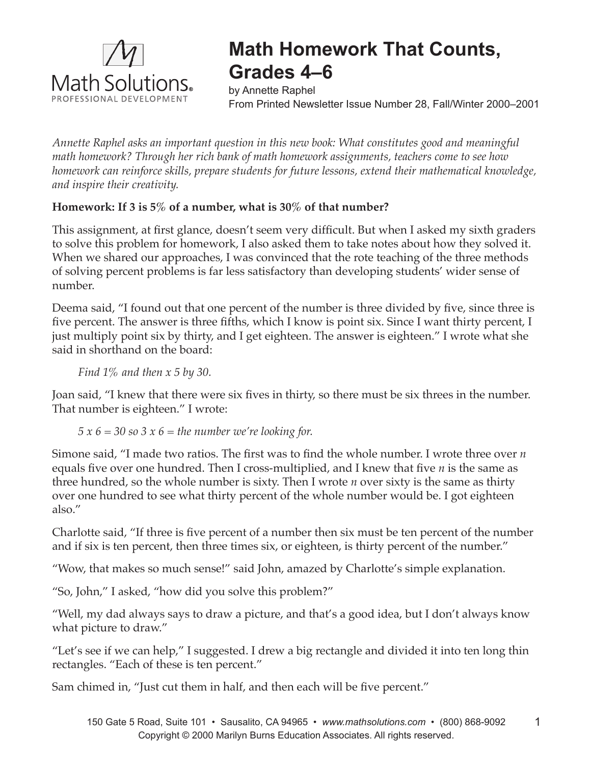# Math Homework That Counts, Grades 4–6

by Annette Raphel

From Printed Newsletter Issue Number 28, Fall/Winter 2000–2001

*Annette Raphel asks an important question in this new book: What constitutes good and meaningful math homework? Through her rich bank of math homework assignments, teachers come to see how homework can reinforce skills, prepare students for future lessons, extend their mathematical knowledge, and inspire their creativity.*

**Homework: If 3 is 5% of a number, what is 30% of that number?**

This assignment, at first glance, doesn't seem very difficult. But when I asked my sixth graders to solve this problem for homework, I also asked them to take notes about how they solved it. When we shared our approaches, I was convinced that the rote teaching of the three methods of solving percent problems is far less satisfactory than developing students' wider sense of number.

Deema said, "I found out that one percent of the number is three divided by five, since three is five percent. The answer is three fifths, which I know is point six. Since I want thirty percent, I just multiply point six by thirty, and I get eighteen. The answer is eighteen." I wrote what she said in shorthand on the board:

> *Find 1% and then x 5 by 30.*

Joan said, "I knew that there were six fives in thirty, so there must be six threes in the number. That number is eighteen." I wrote:

> *5 x 6 = 30 so 3 x 6 = the number we're looking for.*

Simone said, "I made two ratios. The first was to find the whole number. I wrote three over *n* equals five over one hundred. Then I cross-multiplied, and I knew that five *n* is the same as three hundred, so the whole number is sixty. Then I wrote *n* over sixty is the same as thirty over one hundred to see what thirty percent of the whole number would be. I got eighteen also."

Charlotte said, "If three is five percent of a number then six must be ten percent of the number and if six is ten percent, then three times six, or eighteen, is thirty percent of the number."

"Wow, that makes so much sense!" said John, amazed by Charlotte's simple explanation.

"So, John," I asked, "how did you solve this problem?"

"Well, my dad always says to draw a picture, and that's a good idea, but I don't always know what picture to draw."

"Let's see if we can help," I suggested. I drew a big rectangle and divided it into ten long thin rectangles. "Each of these is ten percent."

Sam chimed in, "Just cut them in half, and then each will be five percent."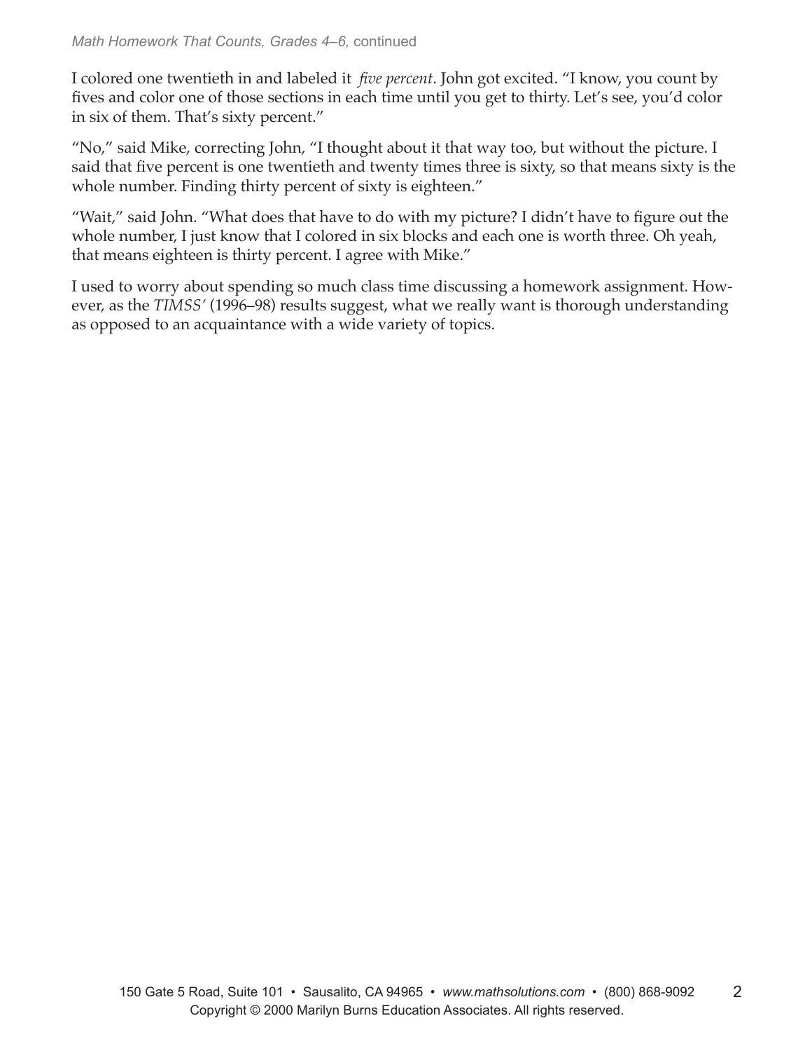I colored one twentieth in and labeled it *five percent*. John got excited. "I know, you count by fives and color one of those sections in each time until you get to thirty. Let's see, you'd color in six of them. That's sixty percent."

"No," said Mike, correcting John, "I thought about it that way too, but without the picture. I said that five percent is one twentieth and twenty times three is sixty, so that means sixty is the whole number. Finding thirty percent of sixty is eighteen."

"Wait," said John. "What does that have to do with my picture? I didn't have to figure out the whole number, I just know that I colored in six blocks and each one is worth three. Oh yeah, that means eighteen is thirty percent. I agree with Mike."

I used to worry about spending so much class time discussing a homework assignment. However, as the *TIMSS'* (1996–98) results suggest, what we really want is thorough understanding as opposed to an acquaintance with a wide variety of topics.

150 Gate 5 Road, Suite 101 • Sausalito, CA 94965 • *www.mathsolutions.com* • (800) 868-9092
Copyright © 2000 Marilyn Burns Education Associates. All rights reserved.